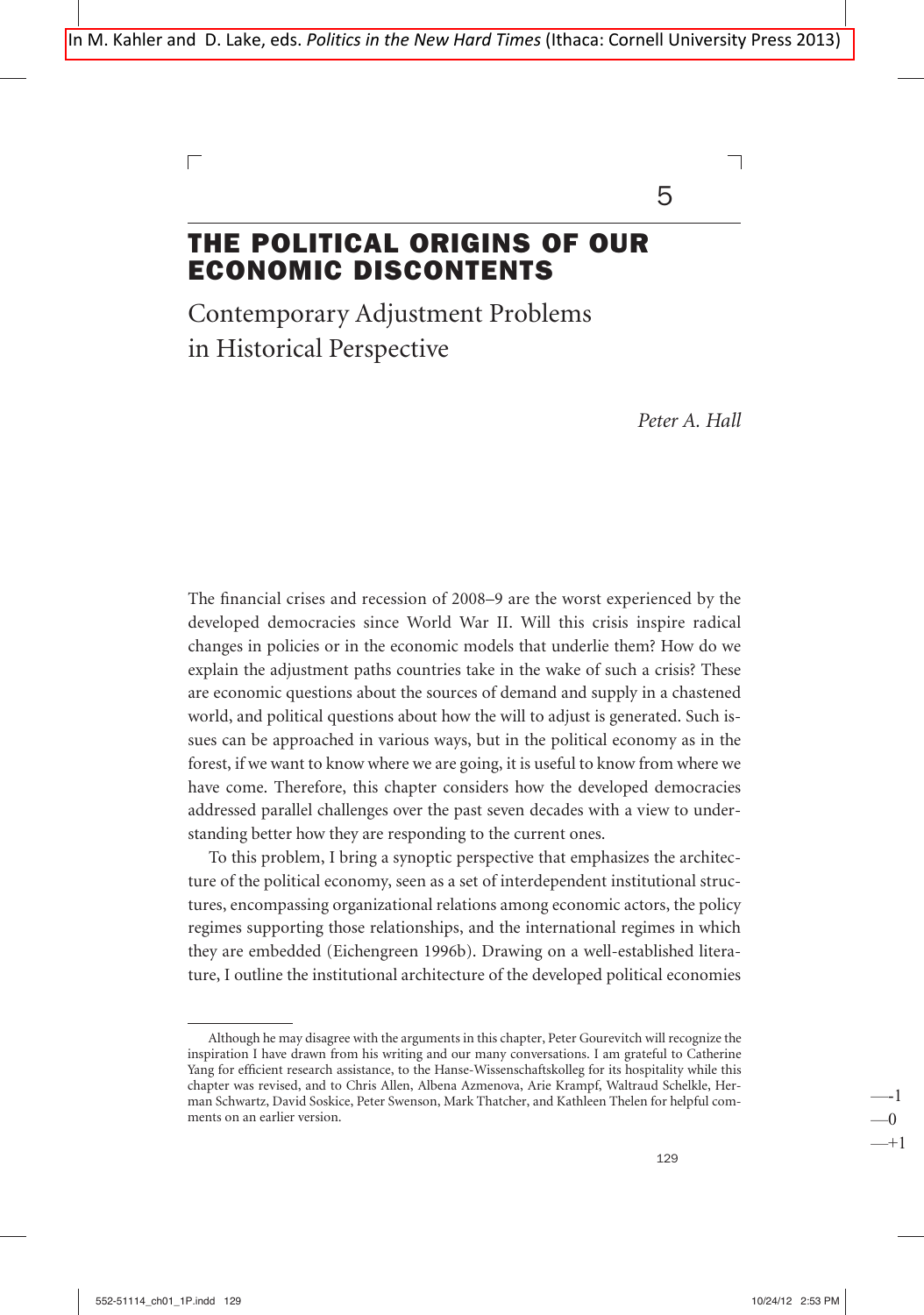In M. Kahler and D. Lake, eds. *Politics in the New Hard Times* (Ithaca: Cornell University Press 2013)

# 5

# THE POLITICAL ORIGINS OF OUR ECONOMIC DISCONTENTS

## Contemporary Adjustment Problems in Historical Perspective

*Peter A. Hall*

The financial crises and recession of 2008–9 are the worst experienced by the developed democracies since World War II. Will this crisis inspire radical changes in policies or in the economic models that underlie them? How do we explain the adjustment paths countries take in the wake of such a crisis? These are economic questions about the sources of demand and supply in a chastened world, and political questions about how the will to adjust is generated. Such issues can be approached in various ways, but in the political economy as in the forest, if we want to know where we are going, it is useful to know from where we have come. Therefore, this chapter considers how the developed democracies addressed parallel challenges over the past seven decades with a view to understanding better how they are responding to the current ones.

To this problem, I bring a synoptic perspective that emphasizes the architecture of the political economy, seen as a set of interdependent institutional structures, encompassing organizational relations among economic actors, the policy regimes supporting those relationships, and the international regimes in which they are embedded (Eichengreen 1996b). Drawing on a well-established literature, I outline the institutional architecture of the developed political economies

---

Although he may disagree with the arguments in this chapter, Peter Gourevitch will recognize the inspiration I have drawn from his writing and our many conversations. I am grateful to Catherine Yang for efficient research assistance, to the Hanse-Wissenschaftskolleg for its hospitality while this chapter was revised, and to Chris Allen, Albena Azmenova, Arie Krampf, Waltraud Schelkle, Herman Schwartz, David Soskice, Peter Swenson, Mark Thatcher, and Kathleen Thelen for helpful comments on an earlier version.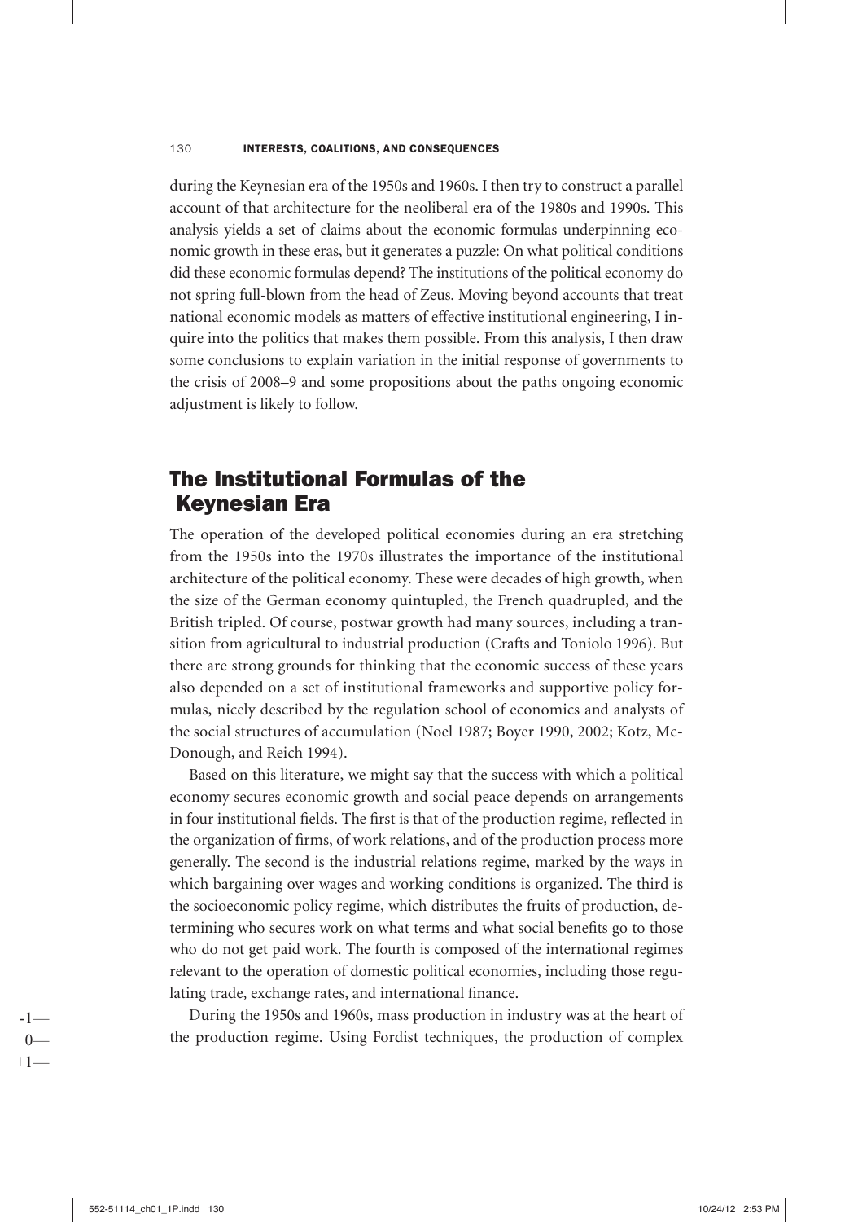during the Keynesian era of the 1950s and 1960s. I then try to construct a parallel account of that architecture for the neoliberal era of the 1980s and 1990s. This analysis yields a set of claims about the economic formulas underpinning economic growth in these eras, but it generates a puzzle: On what political conditions did these economic formulas depend? The institutions of the political economy do not spring full-blown from the head of Zeus. Moving beyond accounts that treat national economic models as matters of effective institutional engineering, I inquire into the politics that makes them possible. From this analysis, I then draw some conclusions to explain variation in the initial response of governments to the crisis of 2008–9 and some propositions about the paths ongoing economic adjustment is likely to follow.

## The Institutional Formulas of the Keynesian Era

The operation of the developed political economies during an era stretching from the 1950s into the 1970s illustrates the importance of the institutional architecture of the political economy. These were decades of high growth, when the size of the German economy quintupled, the French quadrupled, and the British tripled. Of course, postwar growth had many sources, including a transition from agricultural to industrial production (Crafts and Toniolo 1996). But there are strong grounds for thinking that the economic success of these years also depended on a set of institutional frameworks and supportive policy formulas, nicely described by the regulation school of economics and analysts of the social structures of accumulation (Noel 1987; Boyer 1990, 2002; Kotz, McDonough, and Reich 1994).

Based on this literature, we might say that the success with which a political economy secures economic growth and social peace depends on arrangements in four institutional fields. The first is that of the production regime, reflected in the organization of firms, of work relations, and of the production process more generally. The second is the industrial relations regime, marked by the ways in which bargaining over wages and working conditions is organized. The third is the socioeconomic policy regime, which distributes the fruits of production, determining who secures work on what terms and what social benefits go to those who do not get paid work. The fourth is composed of the international regimes relevant to the operation of domestic political economies, including those regulating trade, exchange rates, and international finance.

During the 1950s and 1960s, mass production in industry was at the heart of the production regime. Using Fordist techniques, the production of complex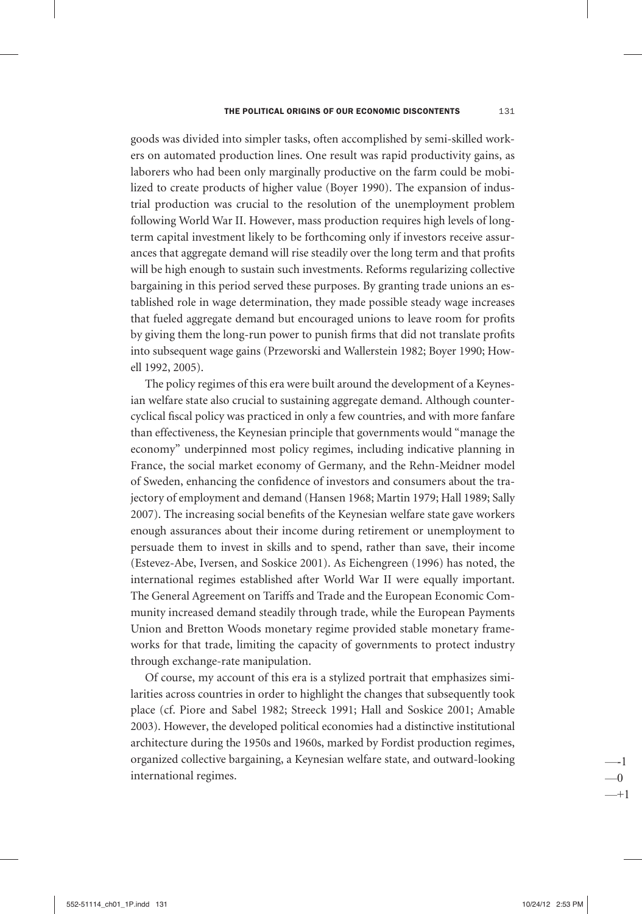goods was divided into simpler tasks, often accomplished by semi-skilled workers on automated production lines. One result was rapid productivity gains, as laborers who had been only marginally productive on the farm could be mobilized to create products of higher value (Boyer 1990). The expansion of industrial production was crucial to the resolution of the unemployment problem following World War II. However, mass production requires high levels of long-term capital investment likely to be forthcoming only if investors receive assurances that aggregate demand will rise steadily over the long term and that profits will be high enough to sustain such investments. Reforms regularizing collective bargaining in this period served these purposes. By granting trade unions an established role in wage determination, they made possible steady wage increases that fueled aggregate demand but encouraged unions to leave room for profits by giving them the long-run power to punish firms that did not translate profits into subsequent wage gains (Przeworski and Wallerstein 1982; Boyer 1990; Howell 1992, 2005).

The policy regimes of this era were built around the development of a Keynesian welfare state also crucial to sustaining aggregate demand. Although countercyclical fiscal policy was practiced in only a few countries, and with more fanfare than effectiveness, the Keynesian principle that governments would "manage the economy" underpinned most policy regimes, including indicative planning in France, the social market economy of Germany, and the Rehn-Meidner model of Sweden, enhancing the confidence of investors and consumers about the trajectory of employment and demand (Hansen 1968; Martin 1979; Hall 1989; Sally 2007). The increasing social benefits of the Keynesian welfare state gave workers enough assurances about their income during retirement or unemployment to persuade them to invest in skills and to spend, rather than save, their income (Estevez-Abe, Iversen, and Soskice 2001). As Eichengreen (1996) has noted, the international regimes established after World War II were equally important. The General Agreement on Tariffs and Trade and the European Economic Community increased demand steadily through trade, while the European Payments Union and Bretton Woods monetary regime provided stable monetary frameworks for that trade, limiting the capacity of governments to protect industry through exchange-rate manipulation.

Of course, my account of this era is a stylized portrait that emphasizes similarities across countries in order to highlight the changes that subsequently took place (cf. Piore and Sabel 1982; Streeck 1991; Hall and Soskice 2001; Amable 2003). However, the developed political economies had a distinctive institutional architecture during the 1950s and 1960s, marked by Fordist production regimes, organized collective bargaining, a Keynesian welfare state, and outward-looking international regimes.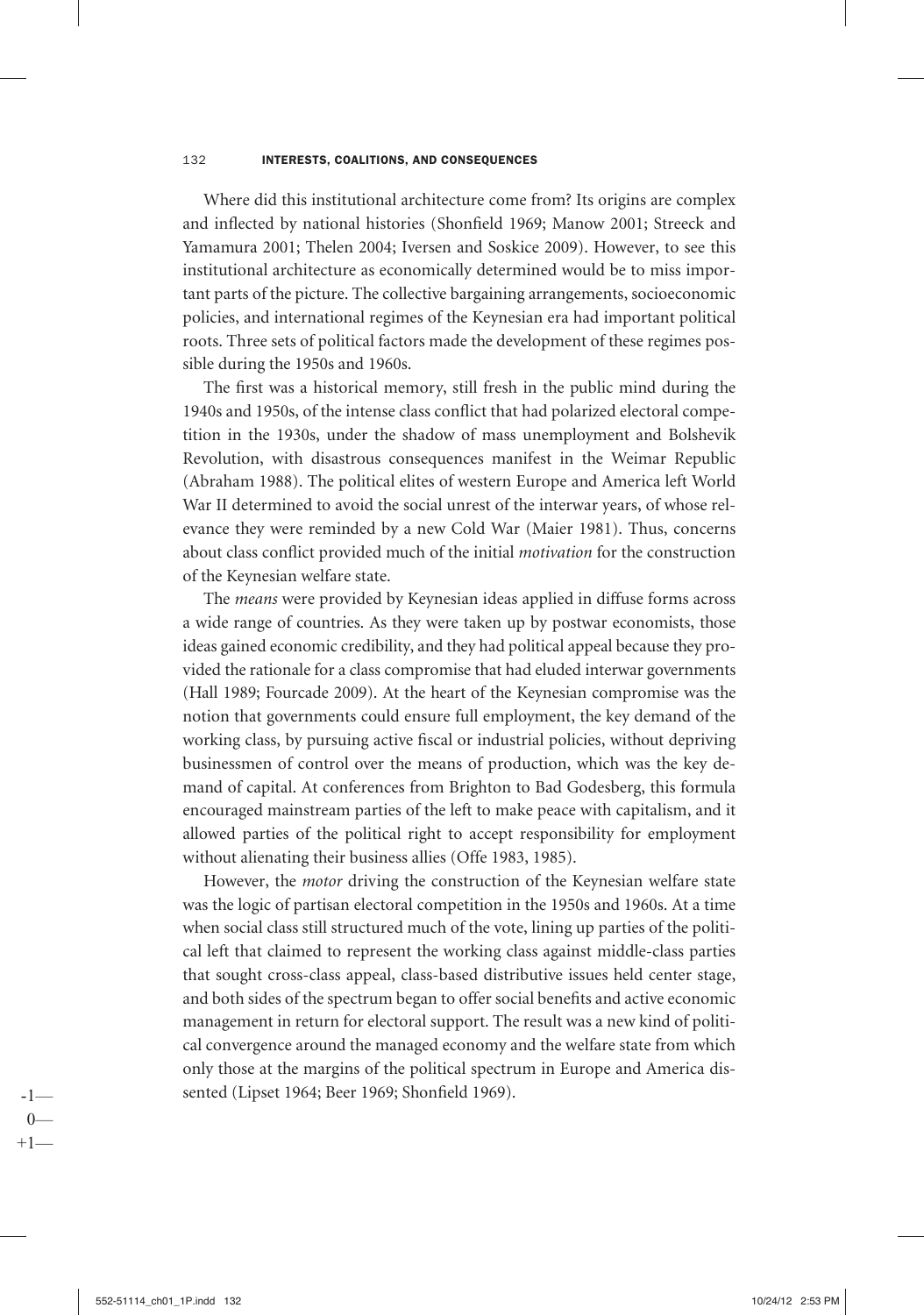Where did this institutional architecture come from? Its origins are complex and inflected by national histories (Shonfield 1969; Manow 2001; Streeck and Yamamura 2001; Thelen 2004; Iversen and Soskice 2009). However, to see this institutional architecture as economically determined would be to miss important parts of the picture. The collective bargaining arrangements, socioeconomic policies, and international regimes of the Keynesian era had important political roots. Three sets of political factors made the development of these regimes possible during the 1950s and 1960s.

The first was a historical memory, still fresh in the public mind during the 1940s and 1950s, of the intense class conflict that had polarized electoral competition in the 1930s, under the shadow of mass unemployment and Bolshevik Revolution, with disastrous consequences manifest in the Weimar Republic (Abraham 1988). The political elites of western Europe and America left World War II determined to avoid the social unrest of the interwar years, of whose relevance they were reminded by a new Cold War (Maier 1981). Thus, concerns about class conflict provided much of the initial *motivation* for the construction of the Keynesian welfare state.

The *means* were provided by Keynesian ideas applied in diffuse forms across a wide range of countries. As they were taken up by postwar economists, those ideas gained economic credibility, and they had political appeal because they provided the rationale for a class compromise that had eluded interwar governments (Hall 1989; Fourcade 2009). At the heart of the Keynesian compromise was the notion that governments could ensure full employment, the key demand of the working class, by pursuing active fiscal or industrial policies, without depriving businessmen of control over the means of production, which was the key demand of capital. At conferences from Brighton to Bad Godesberg, this formula encouraged mainstream parties of the left to make peace with capitalism, and it allowed parties of the political right to accept responsibility for employment without alienating their business allies (Offe 1983, 1985).

However, the *motor* driving the construction of the Keynesian welfare state was the logic of partisan electoral competition in the 1950s and 1960s. At a time when social class still structured much of the vote, lining up parties of the political left that claimed to represent the working class against middle-class parties that sought cross-class appeal, class-based distributive issues held center stage, and both sides of the spectrum began to offer social benefits and active economic management in return for electoral support. The result was a new kind of political convergence around the managed economy and the welfare state from which only those at the margins of the political spectrum in Europe and America dissented (Lipset 1964; Beer 1969; Shonfield 1969).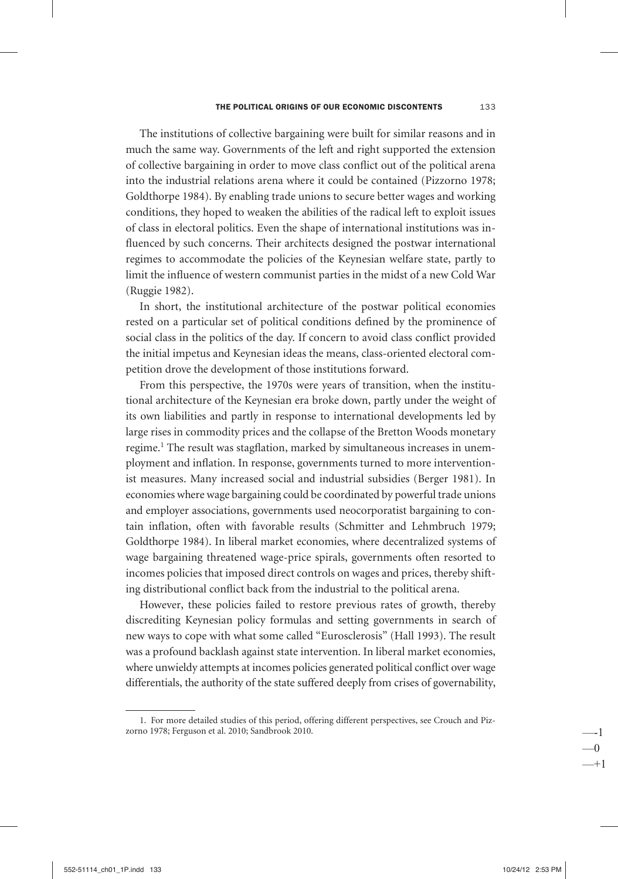The institutions of collective bargaining were built for similar reasons and in much the same way. Governments of the left and right supported the extension of collective bargaining in order to move class conflict out of the political arena into the industrial relations arena where it could be contained (Pizzorno 1978; Goldthorpe 1984). By enabling trade unions to secure better wages and working conditions, they hoped to weaken the abilities of the radical left to exploit issues of class in electoral politics. Even the shape of international institutions was influenced by such concerns. Their architects designed the postwar international regimes to accommodate the policies of the Keynesian welfare state, partly to limit the influence of western communist parties in the midst of a new Cold War (Ruggie 1982).

In short, the institutional architecture of the postwar political economies rested on a particular set of political conditions defined by the prominence of social class in the politics of the day. If concern to avoid class conflict provided the initial impetus and Keynesian ideas the means, class-oriented electoral competition drove the development of those institutions forward.

From this perspective, the 1970s were years of transition, when the institutional architecture of the Keynesian era broke down, partly under the weight of its own liabilities and partly in response to international developments led by large rises in commodity prices and the collapse of the Bretton Woods monetary regime.[1] The result was stagflation, marked by simultaneous increases in unemployment and inflation. In response, governments turned to more interventionist measures. Many increased social and industrial subsidies (Berger 1981). In economies where wage bargaining could be coordinated by powerful trade unions and employer associations, governments used neocorporatist bargaining to contain inflation, often with favorable results (Schmitter and Lehmbruch 1979; Goldthorpe 1984). In liberal market economies, where decentralized systems of wage bargaining threatened wage-price spirals, governments often resorted to incomes policies that imposed direct controls on wages and prices, thereby shifting distributional conflict back from the industrial to the political arena.

However, these policies failed to restore previous rates of growth, thereby discrediting Keynesian policy formulas and setting governments in search of new ways to cope with what some called "Eurosclerosis" (Hall 1993). The result was a profound backlash against state intervention. In liberal market economies, where unwieldy attempts at incomes policies generated political conflict over wage differentials, the authority of the state suffered deeply from crises of governability,

1. For more detailed studies of this period, offering different perspectives, see Crouch and Pizzorno 1978; Ferguson et al. 2010; Sandbrook 2010.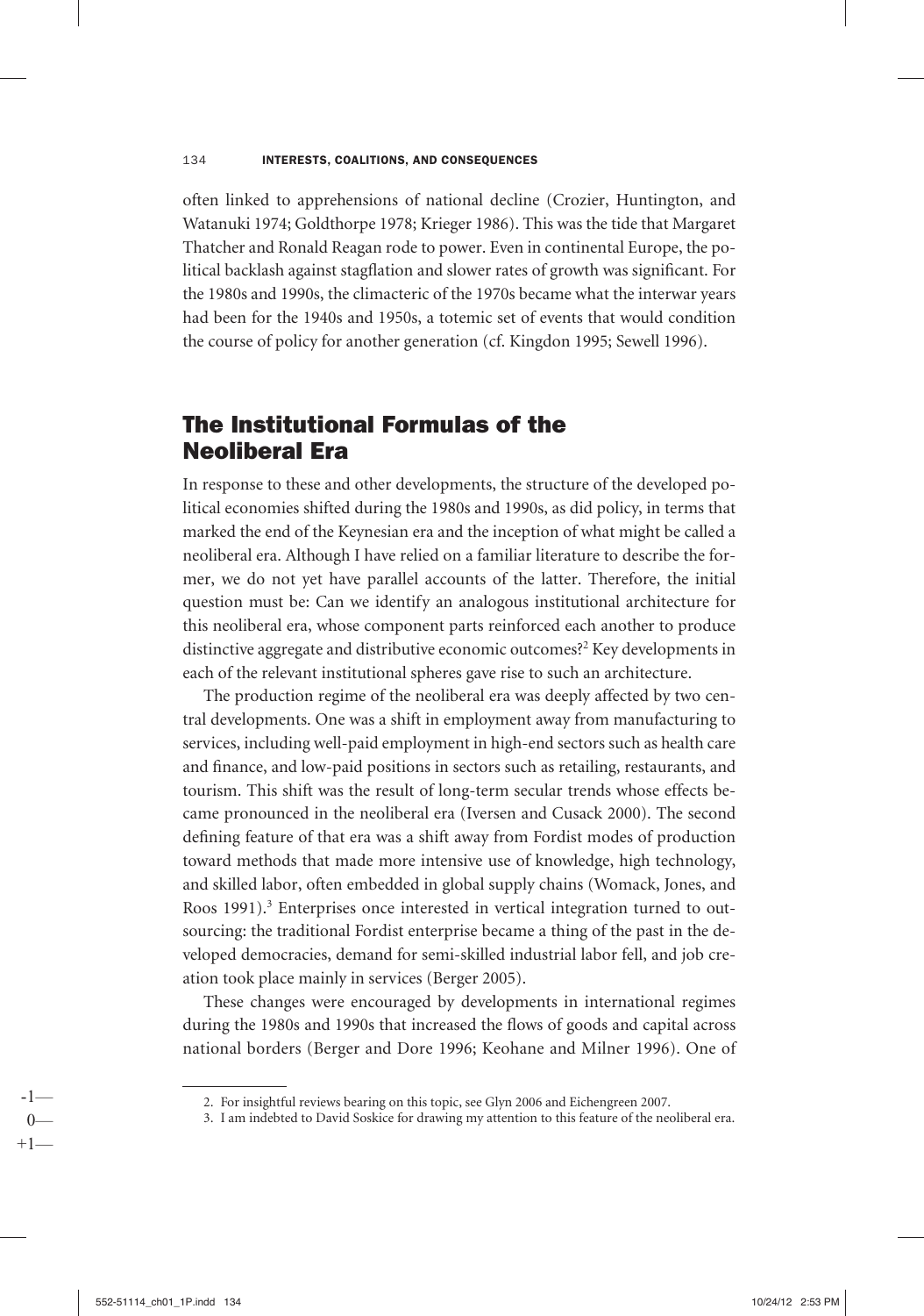often linked to apprehensions of national decline (Crozier, Huntington, and Watanuki 1974; Goldthorpe 1978; Krieger 1986). This was the tide that Margaret Thatcher and Ronald Reagan rode to power. Even in continental Europe, the political backlash against stagflation and slower rates of growth was significant. For the 1980s and 1990s, the climacteric of the 1970s became what the interwar years had been for the 1940s and 1950s, a totemic set of events that would condition the course of policy for another generation (cf. Kingdon 1995; Sewell 1996).

## The Institutional Formulas of the Neoliberal Era

In response to these and other developments, the structure of the developed political economies shifted during the 1980s and 1990s, as did policy, in terms that marked the end of the Keynesian era and the inception of what might be called a neoliberal era. Although I have relied on a familiar literature to describe the former, we do not yet have parallel accounts of the latter. Therefore, the initial question must be: Can we identify an analogous institutional architecture for this neoliberal era, whose component parts reinforced each another to produce distinctive aggregate and distributive economic outcomes?[2] Key developments in each of the relevant institutional spheres gave rise to such an architecture.

The production regime of the neoliberal era was deeply affected by two central developments. One was a shift in employment away from manufacturing to services, including well-paid employment in high-end sectors such as health care and finance, and low-paid positions in sectors such as retailing, restaurants, and tourism. This shift was the result of long-term secular trends whose effects became pronounced in the neoliberal era (Iversen and Cusack 2000). The second defining feature of that era was a shift away from Fordist modes of production toward methods that made more intensive use of knowledge, high technology, and skilled labor, often embedded in global supply chains (Womack, Jones, and Roos 1991).[3] Enterprises once interested in vertical integration turned to outsourcing: the traditional Fordist enterprise became a thing of the past in the developed democracies, demand for semi-skilled industrial labor fell, and job creation took place mainly in services (Berger 2005).

These changes were encouraged by developments in international regimes during the 1980s and 1990s that increased the flows of goods and capital across national borders (Berger and Dore 1996; Keohane and Milner 1996). One of

2. For insightful reviews bearing on this topic, see Glyn 2006 and Eichengreen 2007.

3. I am indebted to David Soskice for drawing my attention to this feature of the neoliberal era.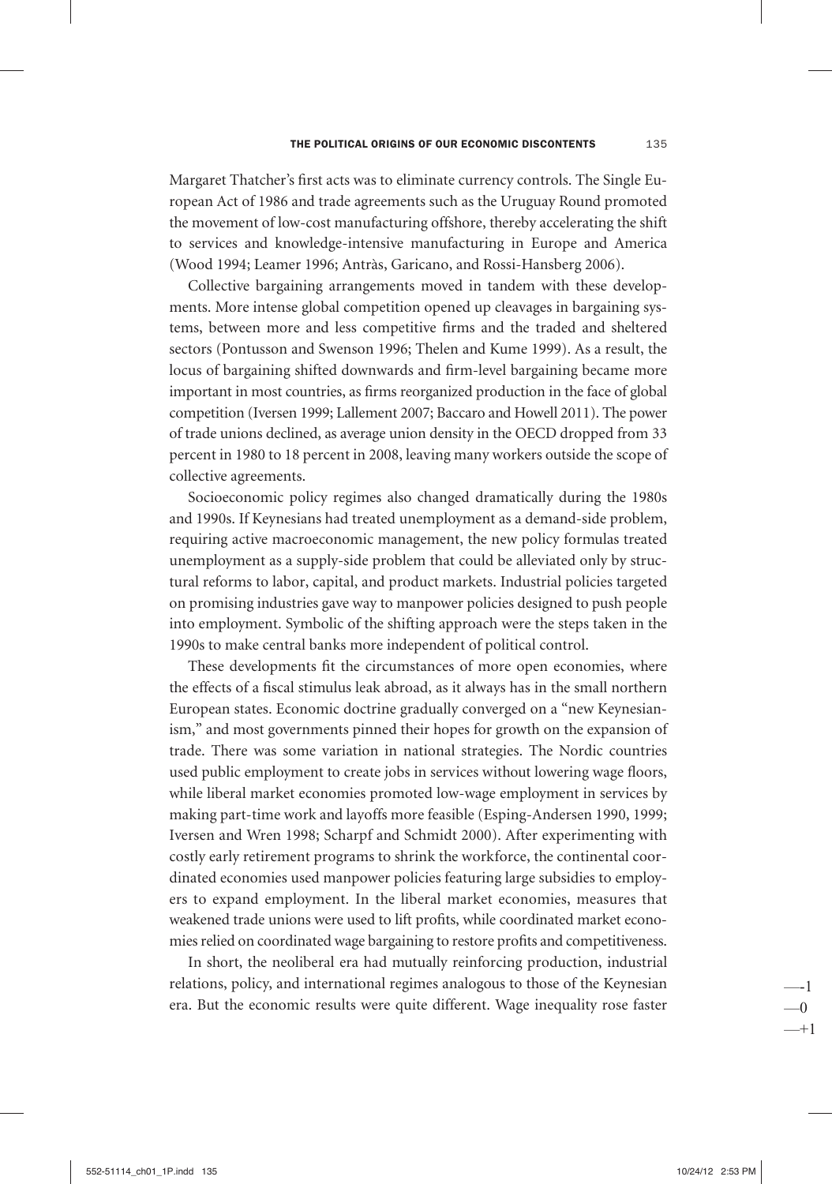Margaret Thatcher's first acts was to eliminate currency controls. The Single European Act of 1986 and trade agreements such as the Uruguay Round promoted the movement of low-cost manufacturing offshore, thereby accelerating the shift to services and knowledge-intensive manufacturing in Europe and America (Wood 1994; Leamer 1996; Antràs, Garicano, and Rossi-Hansberg 2006).

Collective bargaining arrangements moved in tandem with these developments. More intense global competition opened up cleavages in bargaining systems, between more and less competitive firms and the traded and sheltered sectors (Pontusson and Swenson 1996; Thelen and Kume 1999). As a result, the locus of bargaining shifted downwards and firm-level bargaining became more important in most countries, as firms reorganized production in the face of global competition (Iversen 1999; Lallement 2007; Baccaro and Howell 2011). The power of trade unions declined, as average union density in the OECD dropped from 33 percent in 1980 to 18 percent in 2008, leaving many workers outside the scope of collective agreements.

Socioeconomic policy regimes also changed dramatically during the 1980s and 1990s. If Keynesians had treated unemployment as a demand-side problem, requiring active macroeconomic management, the new policy formulas treated unemployment as a supply-side problem that could be alleviated only by structural reforms to labor, capital, and product markets. Industrial policies targeted on promising industries gave way to manpower policies designed to push people into employment. Symbolic of the shifting approach were the steps taken in the 1990s to make central banks more independent of political control.

These developments fit the circumstances of more open economies, where the effects of a fiscal stimulus leak abroad, as it always has in the small northern European states. Economic doctrine gradually converged on a "new Keynesianism," and most governments pinned their hopes for growth on the expansion of trade. There was some variation in national strategies. The Nordic countries used public employment to create jobs in services without lowering wage floors, while liberal market economies promoted low-wage employment in services by making part-time work and layoffs more feasible (Esping-Andersen 1990, 1999; Iversen and Wren 1998; Scharpf and Schmidt 2000). After experimenting with costly early retirement programs to shrink the workforce, the continental coordinated economies used manpower policies featuring large subsidies to employers to expand employment. In the liberal market economies, measures that weakened trade unions were used to lift profits, while coordinated market economies relied on coordinated wage bargaining to restore profits and competitiveness.

In short, the neoliberal era had mutually reinforcing production, industrial relations, policy, and international regimes analogous to those of the Keynesian era. But the economic results were quite different. Wage inequality rose faster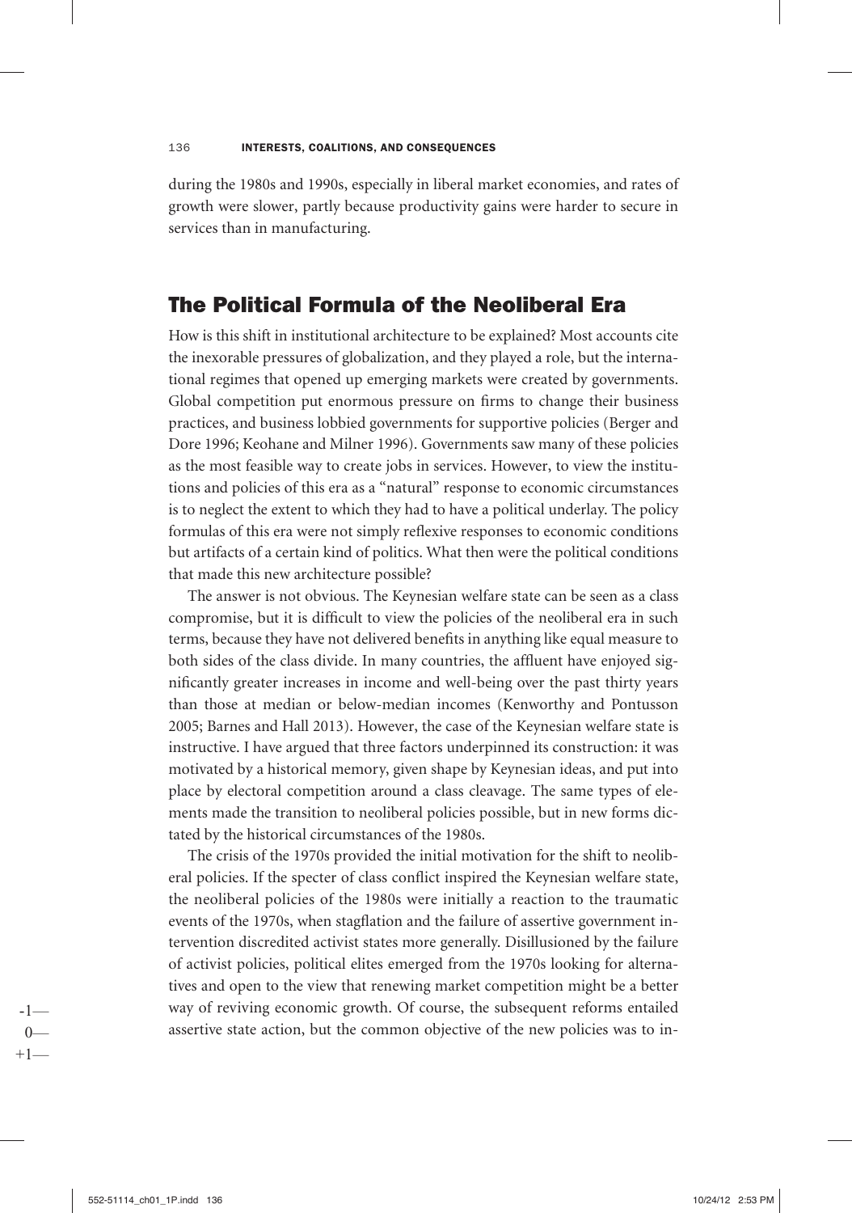during the 1980s and 1990s, especially in liberal market economies, and rates of growth were slower, partly because productivity gains were harder to secure in services than in manufacturing.

## The Political Formula of the Neoliberal Era

How is this shift in institutional architecture to be explained? Most accounts cite the inexorable pressures of globalization, and they played a role, but the international regimes that opened up emerging markets were created by governments. Global competition put enormous pressure on firms to change their business practices, and business lobbied governments for supportive policies (Berger and Dore 1996; Keohane and Milner 1996). Governments saw many of these policies as the most feasible way to create jobs in services. However, to view the institutions and policies of this era as a "natural" response to economic circumstances is to neglect the extent to which they had to have a political underlay. The policy formulas of this era were not simply reflexive responses to economic conditions but artifacts of a certain kind of politics. What then were the political conditions that made this new architecture possible?

The answer is not obvious. The Keynesian welfare state can be seen as a class compromise, but it is difficult to view the policies of the neoliberal era in such terms, because they have not delivered benefits in anything like equal measure to both sides of the class divide. In many countries, the affluent have enjoyed significantly greater increases in income and well-being over the past thirty years than those at median or below-median incomes (Kenworthy and Pontusson 2005; Barnes and Hall 2013). However, the case of the Keynesian welfare state is instructive. I have argued that three factors underpinned its construction: it was motivated by a historical memory, given shape by Keynesian ideas, and put into place by electoral competition around a class cleavage. The same types of elements made the transition to neoliberal policies possible, but in new forms dictated by the historical circumstances of the 1980s.

The crisis of the 1970s provided the initial motivation for the shift to neoliberal policies. If the specter of class conflict inspired the Keynesian welfare state, the neoliberal policies of the 1980s were initially a reaction to the traumatic events of the 1970s, when stagflation and the failure of assertive government intervention discredited activist states more generally. Disillusioned by the failure of activist policies, political elites emerged from the 1970s looking for alternatives and open to the view that renewing market competition might be a better way of reviving economic growth. Of course, the subsequent reforms entailed assertive state action, but the common objective of the new policies was to in-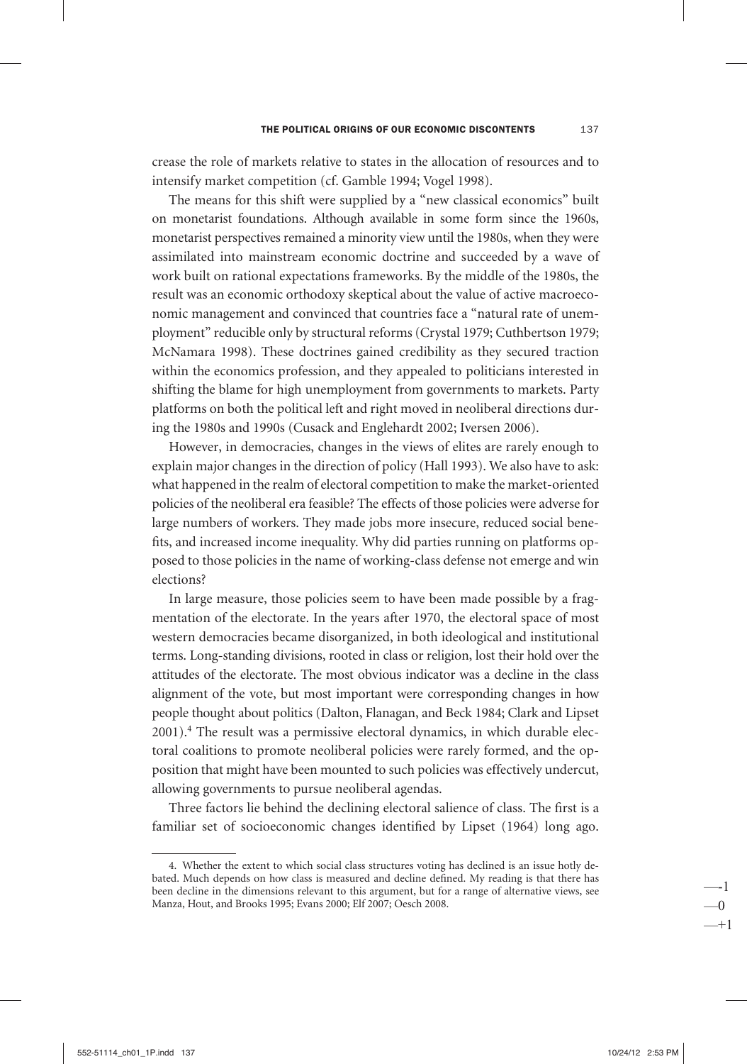crease the role of markets relative to states in the allocation of resources and to intensify market competition (cf. Gamble 1994; Vogel 1998).

The means for this shift were supplied by a "new classical economics" built on monetarist foundations. Although available in some form since the 1960s, monetarist perspectives remained a minority view until the 1980s, when they were assimilated into mainstream economic doctrine and succeeded by a wave of work built on rational expectations frameworks. By the middle of the 1980s, the result was an economic orthodoxy skeptical about the value of active macroeconomic management and convinced that countries face a "natural rate of unemployment" reducible only by structural reforms (Crystal 1979; Cuthbertson 1979; McNamara 1998). These doctrines gained credibility as they secured traction within the economics profession, and they appealed to politicians interested in shifting the blame for high unemployment from governments to markets. Party platforms on both the political left and right moved in neoliberal directions during the 1980s and 1990s (Cusack and Englehardt 2002; Iversen 2006).

However, in democracies, changes in the views of elites are rarely enough to explain major changes in the direction of policy (Hall 1993). We also have to ask: what happened in the realm of electoral competition to make the market-oriented policies of the neoliberal era feasible? The effects of those policies were adverse for large numbers of workers. They made jobs more insecure, reduced social benefits, and increased income inequality. Why did parties running on platforms opposed to those policies in the name of working-class defense not emerge and win elections?

In large measure, those policies seem to have been made possible by a fragmentation of the electorate. In the years after 1970, the electoral space of most western democracies became disorganized, in both ideological and institutional terms. Long-standing divisions, rooted in class or religion, lost their hold over the attitudes of the electorate. The most obvious indicator was a decline in the class alignment of the vote, but most important were corresponding changes in how people thought about politics (Dalton, Flanagan, and Beck 1984; Clark and Lipset 2001).[4] The result was a permissive electoral dynamics, in which durable electoral coalitions to promote neoliberal policies were rarely formed, and the opposition that might have been mounted to such policies was effectively undercut, allowing governments to pursue neoliberal agendas.

Three factors lie behind the declining electoral salience of class. The first is a familiar set of socioeconomic changes identified by Lipset (1964) long ago.

4. Whether the extent to which social class structures voting has declined is an issue hotly debated. Much depends on how class is measured and decline defined. My reading is that there has been decline in the dimensions relevant to this argument, but for a range of alternative views, see Manza, Hout, and Brooks 1995; Evans 2000; Elf 2007; Oesch 2008.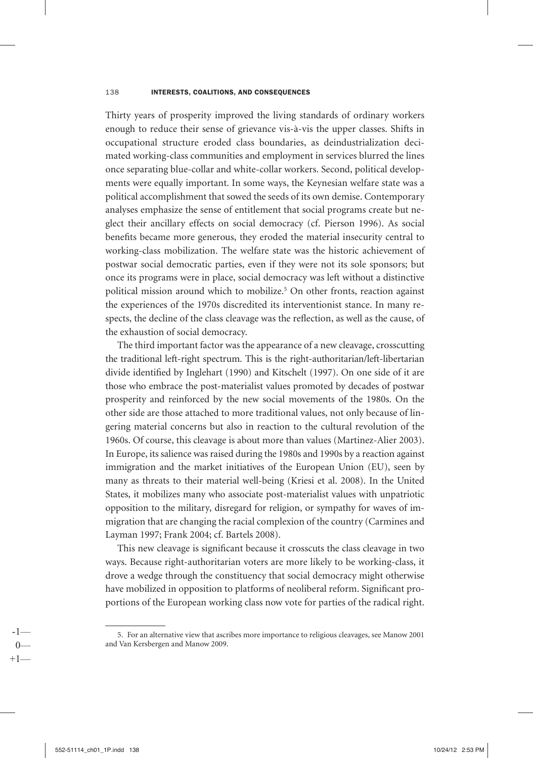Thirty years of prosperity improved the living standards of ordinary workers enough to reduce their sense of grievance vis-à-vis the upper classes. Shifts in occupational structure eroded class boundaries, as deindustrialization decimated working-class communities and employment in services blurred the lines once separating blue-collar and white-collar workers. Second, political developments were equally important. In some ways, the Keynesian welfare state was a political accomplishment that sowed the seeds of its own demise. Contemporary analyses emphasize the sense of entitlement that social programs create but neglect their ancillary effects on social democracy (cf. Pierson 1996). As social benefits became more generous, they eroded the material insecurity central to working-class mobilization. The welfare state was the historic achievement of postwar social democratic parties, even if they were not its sole sponsors; but once its programs were in place, social democracy was left without a distinctive political mission around which to mobilize.[5] On other fronts, reaction against the experiences of the 1970s discredited its interventionist stance. In many respects, the decline of the class cleavage was the reflection, as well as the cause, of the exhaustion of social democracy.

The third important factor was the appearance of a new cleavage, crosscutting the traditional left-right spectrum. This is the right-authoritarian/left-libertarian divide identified by Inglehart (1990) and Kitschelt (1997). On one side of it are those who embrace the post-materialist values promoted by decades of postwar prosperity and reinforced by the new social movements of the 1980s. On the other side are those attached to more traditional values, not only because of lingering material concerns but also in reaction to the cultural revolution of the 1960s. Of course, this cleavage is about more than values (Martinez-Alier 2003). In Europe, its salience was raised during the 1980s and 1990s by a reaction against immigration and the market initiatives of the European Union (EU), seen by many as threats to their material well-being (Kriesi et al. 2008). In the United States, it mobilizes many who associate post-materialist values with unpatriotic opposition to the military, disregard for religion, or sympathy for waves of immigration that are changing the racial complexion of the country (Carmines and Layman 1997; Frank 2004; cf. Bartels 2008).

This new cleavage is significant because it crosscuts the class cleavage in two ways. Because right-authoritarian voters are more likely to be working-class, it drove a wedge through the constituency that social democracy might otherwise have mobilized in opposition to platforms of neoliberal reform. Significant proportions of the European working class now vote for parties of the radical right.

---

5. For an alternative view that ascribes more importance to religious cleavages, see Manow 2001 and Van Kersbergen and Manow 2009.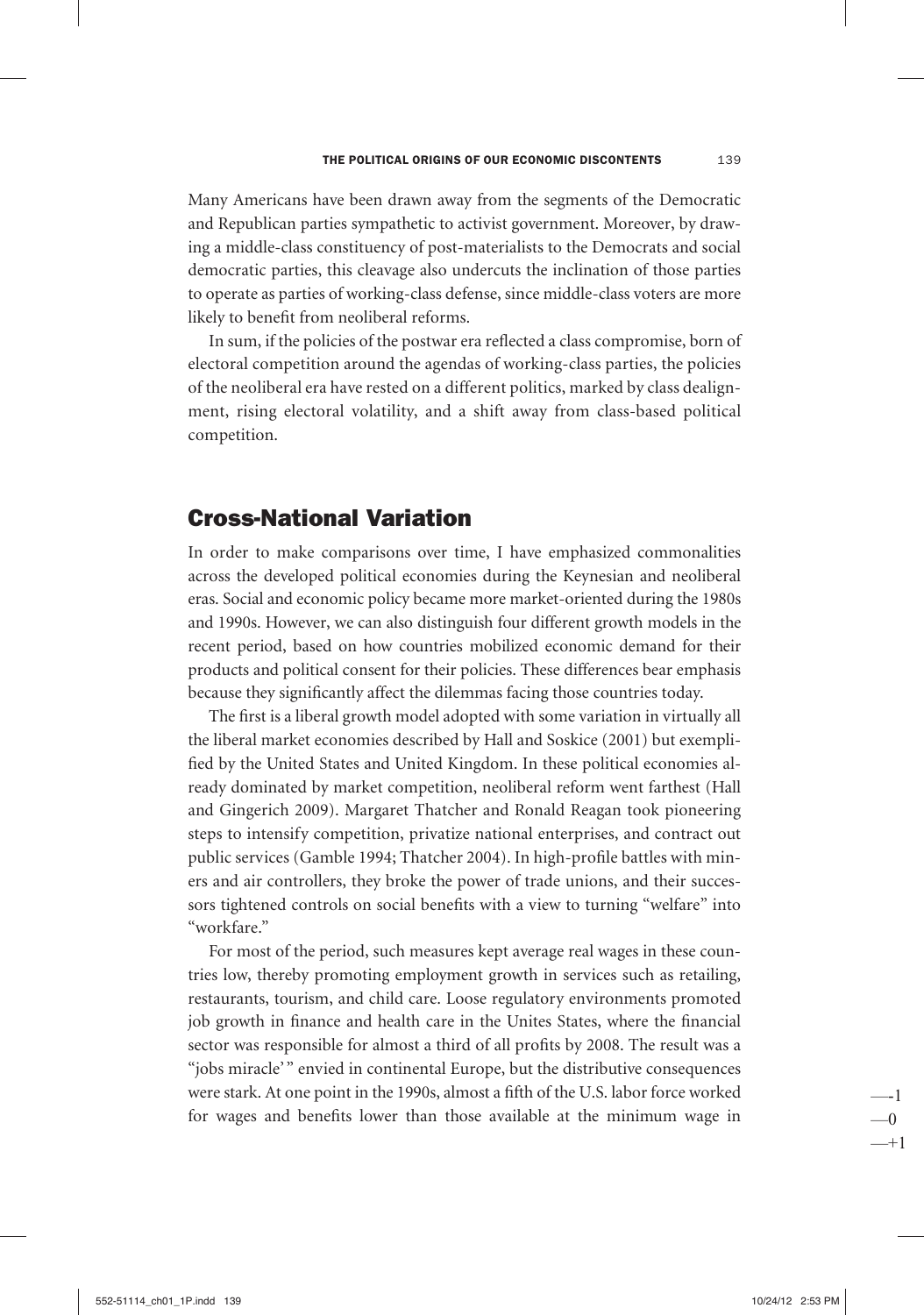Many Americans have been drawn away from the segments of the Democratic and Republican parties sympathetic to activist government. Moreover, by drawing a middle-class constituency of post-materialists to the Democrats and social democratic parties, this cleavage also undercuts the inclination of those parties to operate as parties of working-class defense, since middle-class voters are more likely to benefit from neoliberal reforms.

In sum, if the policies of the postwar era reflected a class compromise, born of electoral competition around the agendas of working-class parties, the policies of the neoliberal era have rested on a different politics, marked by class dealignment, rising electoral volatility, and a shift away from class-based political competition.

## Cross-National Variation

In order to make comparisons over time, I have emphasized commonalities across the developed political economies during the Keynesian and neoliberal eras. Social and economic policy became more market-oriented during the 1980s and 1990s. However, we can also distinguish four different growth models in the recent period, based on how countries mobilized economic demand for their products and political consent for their policies. These differences bear emphasis because they significantly affect the dilemmas facing those countries today.

The first is a liberal growth model adopted with some variation in virtually all the liberal market economies described by Hall and Soskice (2001) but exemplified by the United States and United Kingdom. In these political economies already dominated by market competition, neoliberal reform went farthest (Hall and Gingerich 2009). Margaret Thatcher and Ronald Reagan took pioneering steps to intensify competition, privatize national enterprises, and contract out public services (Gamble 1994; Thatcher 2004). In high-profile battles with miners and air controllers, they broke the power of trade unions, and their successors tightened controls on social benefits with a view to turning "welfare" into "workfare."

For most of the period, such measures kept average real wages in these countries low, thereby promoting employment growth in services such as retailing, restaurants, tourism, and child care. Loose regulatory environments promoted job growth in finance and health care in the Unites States, where the financial sector was responsible for almost a third of all profits by 2008. The result was a "jobs miracle'" envied in continental Europe, but the distributive consequences were stark. At one point in the 1990s, almost a fifth of the U.S. labor force worked for wages and benefits lower than those available at the minimum wage in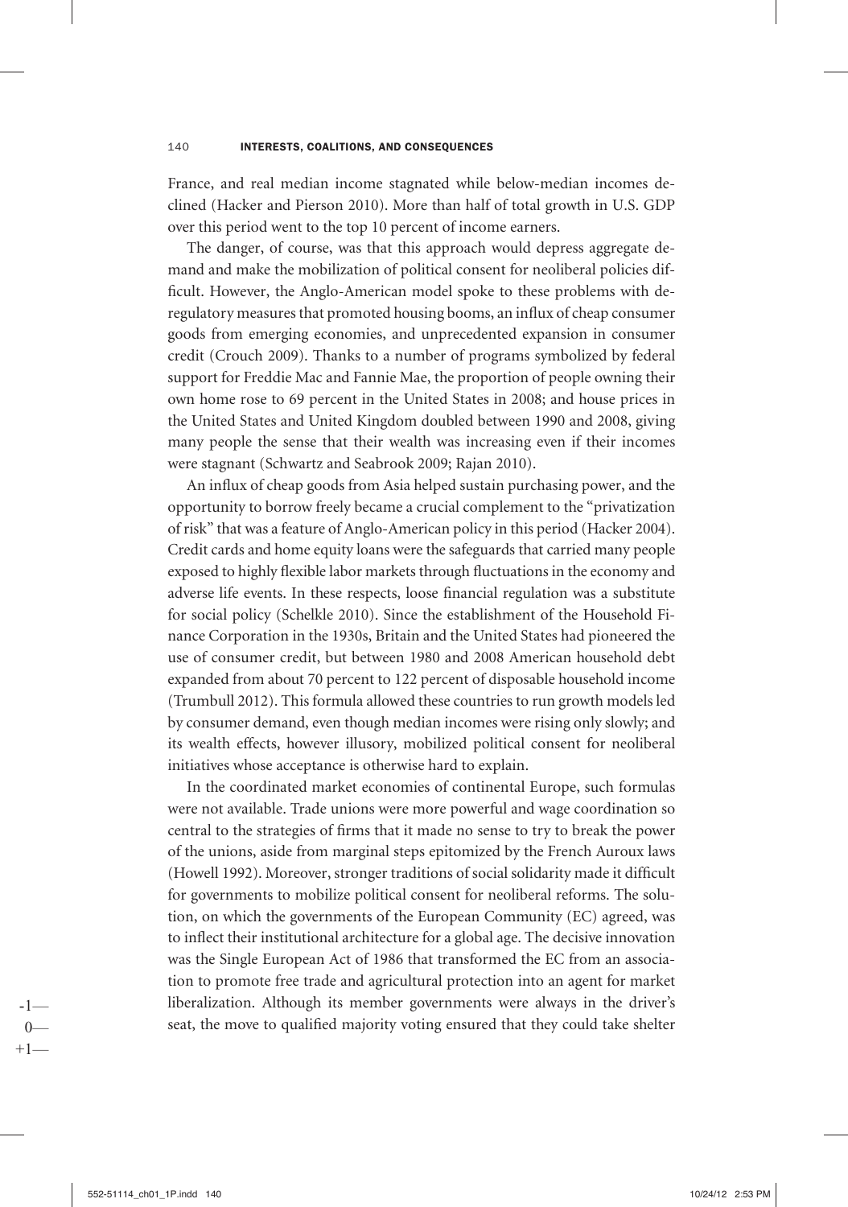France, and real median income stagnated while below-median incomes declined (Hacker and Pierson 2010). More than half of total growth in U.S. GDP over this period went to the top 10 percent of income earners.

The danger, of course, was that this approach would depress aggregate demand and make the mobilization of political consent for neoliberal policies difficult. However, the Anglo-American model spoke to these problems with deregulatory measures that promoted housing booms, an influx of cheap consumer goods from emerging economies, and unprecedented expansion in consumer credit (Crouch 2009). Thanks to a number of programs symbolized by federal support for Freddie Mac and Fannie Mae, the proportion of people owning their own home rose to 69 percent in the United States in 2008; and house prices in the United States and United Kingdom doubled between 1990 and 2008, giving many people the sense that their wealth was increasing even if their incomes were stagnant (Schwartz and Seabrook 2009; Rajan 2010).

An influx of cheap goods from Asia helped sustain purchasing power, and the opportunity to borrow freely became a crucial complement to the "privatization of risk" that was a feature of Anglo-American policy in this period (Hacker 2004). Credit cards and home equity loans were the safeguards that carried many people exposed to highly flexible labor markets through fluctuations in the economy and adverse life events. In these respects, loose financial regulation was a substitute for social policy (Schelkle 2010). Since the establishment of the Household Finance Corporation in the 1930s, Britain and the United States had pioneered the use of consumer credit, but between 1980 and 2008 American household debt expanded from about 70 percent to 122 percent of disposable household income (Trumbull 2012). This formula allowed these countries to run growth models led by consumer demand, even though median incomes were rising only slowly; and its wealth effects, however illusory, mobilized political consent for neoliberal initiatives whose acceptance is otherwise hard to explain.

In the coordinated market economies of continental Europe, such formulas were not available. Trade unions were more powerful and wage coordination so central to the strategies of firms that it made no sense to try to break the power of the unions, aside from marginal steps epitomized by the French Auroux laws (Howell 1992). Moreover, stronger traditions of social solidarity made it difficult for governments to mobilize political consent for neoliberal reforms. The solution, on which the governments of the European Community (EC) agreed, was to inflect their institutional architecture for a global age. The decisive innovation was the Single European Act of 1986 that transformed the EC from an association to promote free trade and agricultural protection into an agent for market liberalization. Although its member governments were always in the driver's seat, the move to qualified majority voting ensured that they could take shelter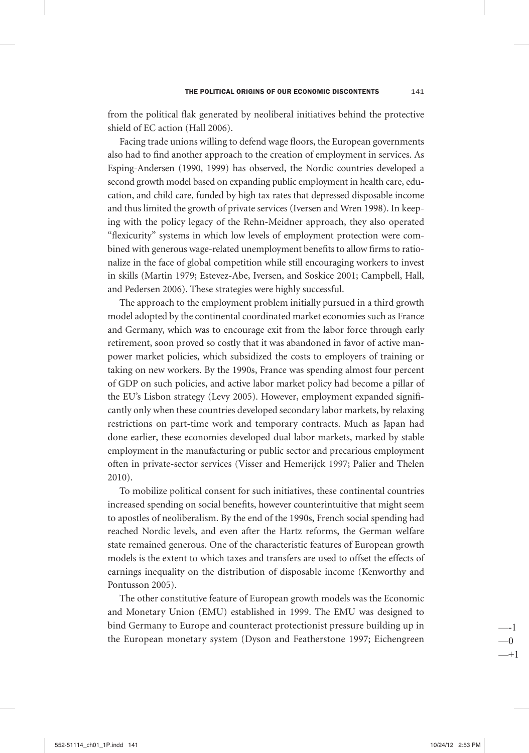from the political flak generated by neoliberal initiatives behind the protective shield of EC action (Hall 2006).

Facing trade unions willing to defend wage floors, the European governments also had to find another approach to the creation of employment in services. As Esping-Andersen (1990, 1999) has observed, the Nordic countries developed a second growth model based on expanding public employment in health care, education, and child care, funded by high tax rates that depressed disposable income and thus limited the growth of private services (Iversen and Wren 1998). In keeping with the policy legacy of the Rehn-Meidner approach, they also operated "flexicurity" systems in which low levels of employment protection were combined with generous wage-related unemployment benefits to allow firms to rationalize in the face of global competition while still encouraging workers to invest in skills (Martin 1979; Estevez-Abe, Iversen, and Soskice 2001; Campbell, Hall, and Pedersen 2006). These strategies were highly successful.

The approach to the employment problem initially pursued in a third growth model adopted by the continental coordinated market economies such as France and Germany, which was to encourage exit from the labor force through early retirement, soon proved so costly that it was abandoned in favor of active manpower market policies, which subsidized the costs to employers of training or taking on new workers. By the 1990s, France was spending almost four percent of GDP on such policies, and active labor market policy had become a pillar of the EU's Lisbon strategy (Levy 2005). However, employment expanded significantly only when these countries developed secondary labor markets, by relaxing restrictions on part-time work and temporary contracts. Much as Japan had done earlier, these economies developed dual labor markets, marked by stable employment in the manufacturing or public sector and precarious employment often in private-sector services (Visser and Hemerijck 1997; Palier and Thelen 2010).

To mobilize political consent for such initiatives, these continental countries increased spending on social benefits, however counterintuitive that might seem to apostles of neoliberalism. By the end of the 1990s, French social spending had reached Nordic levels, and even after the Hartz reforms, the German welfare state remained generous. One of the characteristic features of European growth models is the extent to which taxes and transfers are used to offset the effects of earnings inequality on the distribution of disposable income (Kenworthy and Pontusson 2005).

The other constitutive feature of European growth models was the Economic and Monetary Union (EMU) established in 1999. The EMU was designed to bind Germany to Europe and counteract protectionist pressure building up in the European monetary system (Dyson and Featherstone 1997; Eichengreen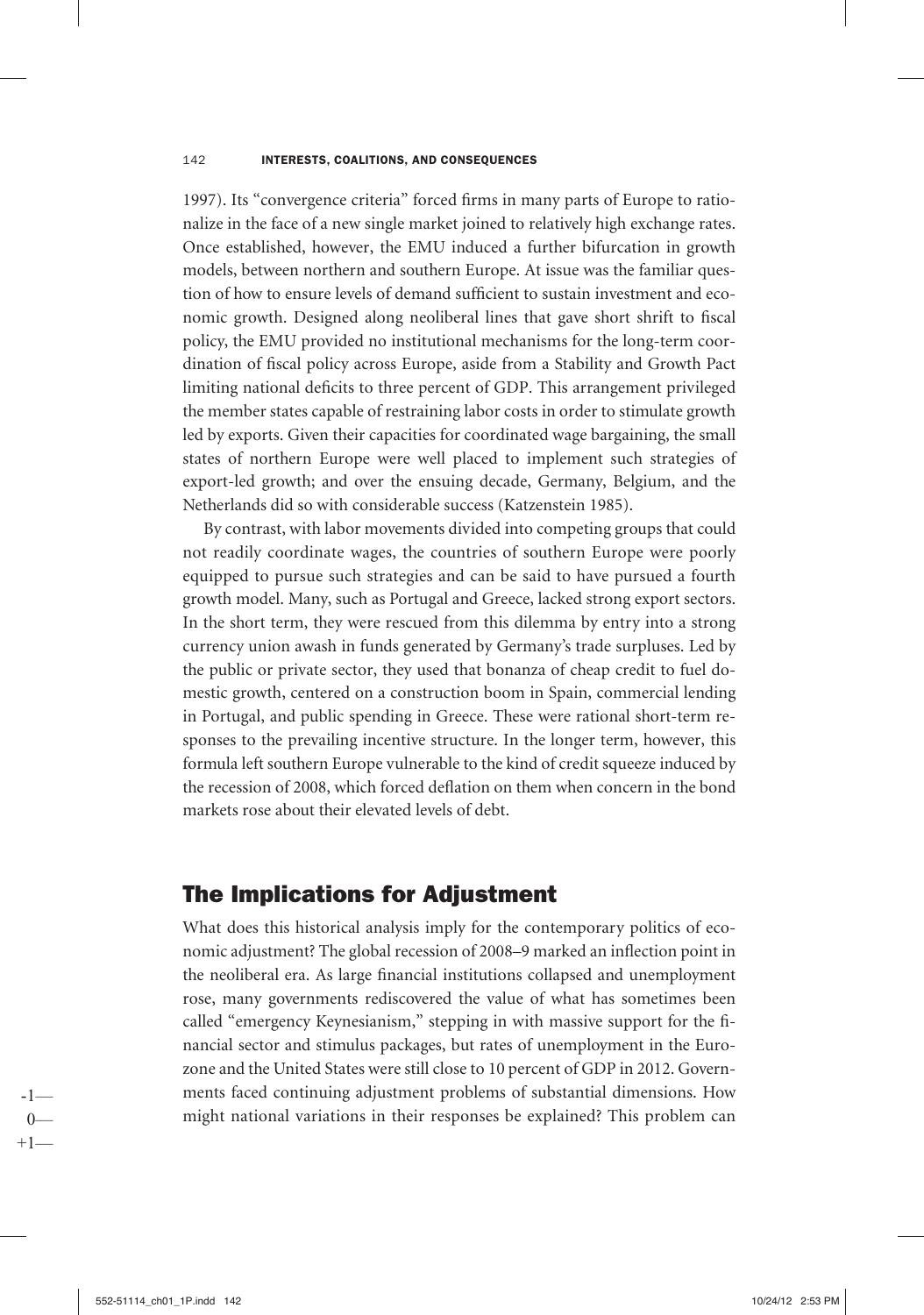1997). Its "convergence criteria" forced firms in many parts of Europe to rationalize in the face of a new single market joined to relatively high exchange rates. Once established, however, the EMU induced a further bifurcation in growth models, between northern and southern Europe. At issue was the familiar question of how to ensure levels of demand sufficient to sustain investment and economic growth. Designed along neoliberal lines that gave short shrift to fiscal policy, the EMU provided no institutional mechanisms for the long-term coordination of fiscal policy across Europe, aside from a Stability and Growth Pact limiting national deficits to three percent of GDP. This arrangement privileged the member states capable of restraining labor costs in order to stimulate growth led by exports. Given their capacities for coordinated wage bargaining, the small states of northern Europe were well placed to implement such strategies of export-led growth; and over the ensuing decade, Germany, Belgium, and the Netherlands did so with considerable success (Katzenstein 1985).

By contrast, with labor movements divided into competing groups that could not readily coordinate wages, the countries of southern Europe were poorly equipped to pursue such strategies and can be said to have pursued a fourth growth model. Many, such as Portugal and Greece, lacked strong export sectors. In the short term, they were rescued from this dilemma by entry into a strong currency union awash in funds generated by Germany's trade surpluses. Led by the public or private sector, they used that bonanza of cheap credit to fuel domestic growth, centered on a construction boom in Spain, commercial lending in Portugal, and public spending in Greece. These were rational short-term responses to the prevailing incentive structure. In the longer term, however, this formula left southern Europe vulnerable to the kind of credit squeeze induced by the recession of 2008, which forced deflation on them when concern in the bond markets rose about their elevated levels of debt.

## The Implications for Adjustment

What does this historical analysis imply for the contemporary politics of economic adjustment? The global recession of 2008–9 marked an inflection point in the neoliberal era. As large financial institutions collapsed and unemployment rose, many governments rediscovered the value of what has sometimes been called "emergency Keynesianism," stepping in with massive support for the financial sector and stimulus packages, but rates of unemployment in the Eurozone and the United States were still close to 10 percent of GDP in 2012. Governments faced continuing adjustment problems of substantial dimensions. How might national variations in their responses be explained? This problem can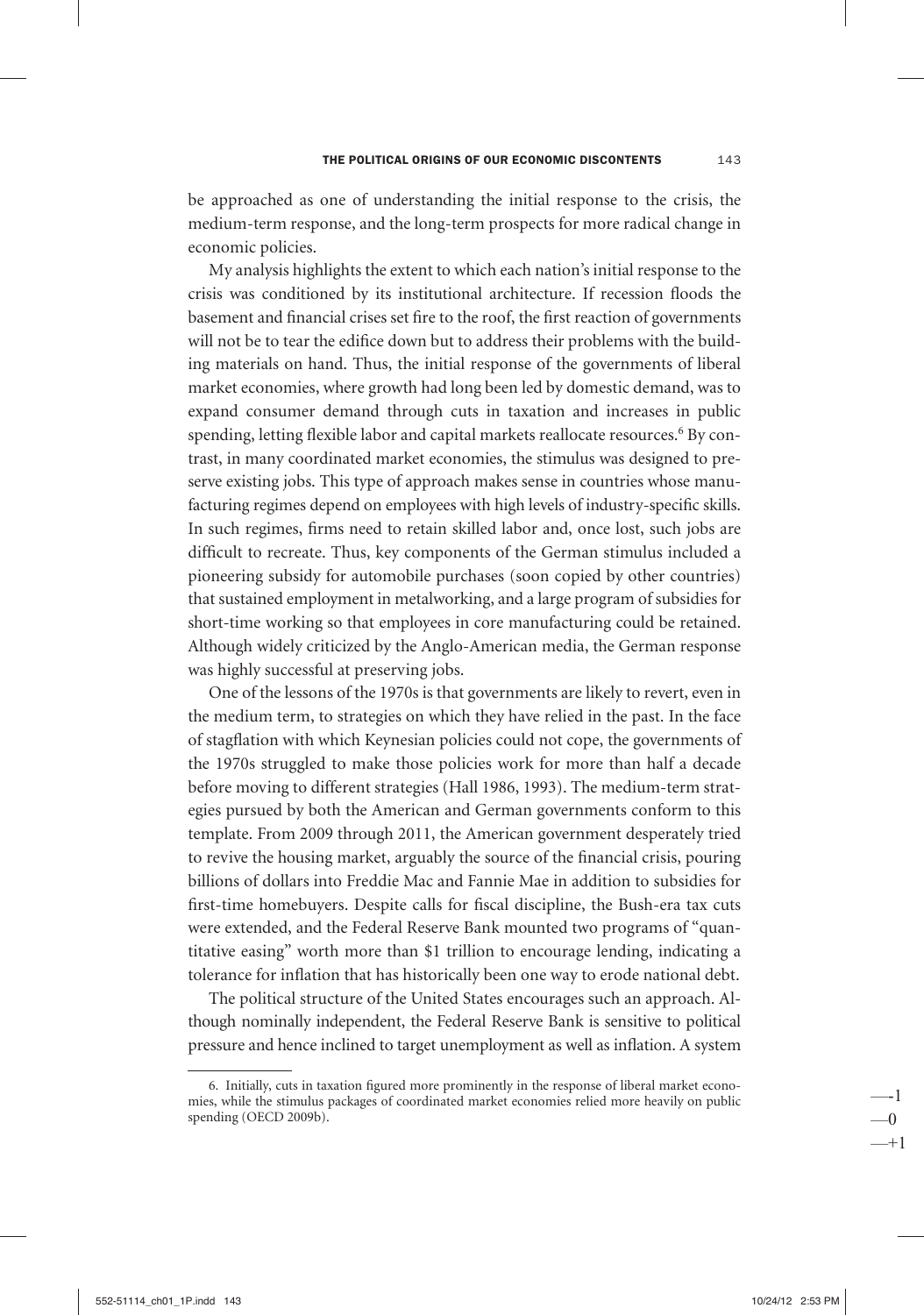be approached as one of understanding the initial response to the crisis, the medium-term response, and the long-term prospects for more radical change in economic policies.

My analysis highlights the extent to which each nation's initial response to the crisis was conditioned by its institutional architecture. If recession floods the basement and financial crises set fire to the roof, the first reaction of governments will not be to tear the edifice down but to address their problems with the building materials on hand. Thus, the initial response of the governments of liberal market economies, where growth had long been led by domestic demand, was to expand consumer demand through cuts in taxation and increases in public spending, letting flexible labor and capital markets reallocate resources.[6] By contrast, in many coordinated market economies, the stimulus was designed to preserve existing jobs. This type of approach makes sense in countries whose manufacturing regimes depend on employees with high levels of industry-specific skills. In such regimes, firms need to retain skilled labor and, once lost, such jobs are difficult to recreate. Thus, key components of the German stimulus included a pioneering subsidy for automobile purchases (soon copied by other countries) that sustained employment in metalworking, and a large program of subsidies for short-time working so that employees in core manufacturing could be retained. Although widely criticized by the Anglo-American media, the German response was highly successful at preserving jobs.

One of the lessons of the 1970s is that governments are likely to revert, even in the medium term, to strategies on which they have relied in the past. In the face of stagflation with which Keynesian policies could not cope, the governments of the 1970s struggled to make those policies work for more than half a decade before moving to different strategies (Hall 1986, 1993). The medium-term strategies pursued by both the American and German governments conform to this template. From 2009 through 2011, the American government desperately tried to revive the housing market, arguably the source of the financial crisis, pouring billions of dollars into Freddie Mac and Fannie Mae in addition to subsidies for first-time homebuyers. Despite calls for fiscal discipline, the Bush-era tax cuts were extended, and the Federal Reserve Bank mounted two programs of "quantitative easing" worth more than $1 trillion to encourage lending, indicating a tolerance for inflation that has historically been one way to erode national debt.

The political structure of the United States encourages such an approach. Although nominally independent, the Federal Reserve Bank is sensitive to political pressure and hence inclined to target unemployment as well as inflation. A system

6. Initially, cuts in taxation figured more prominently in the response of liberal market economies, while the stimulus packages of coordinated market economies relied more heavily on public spending (OECD 2009b).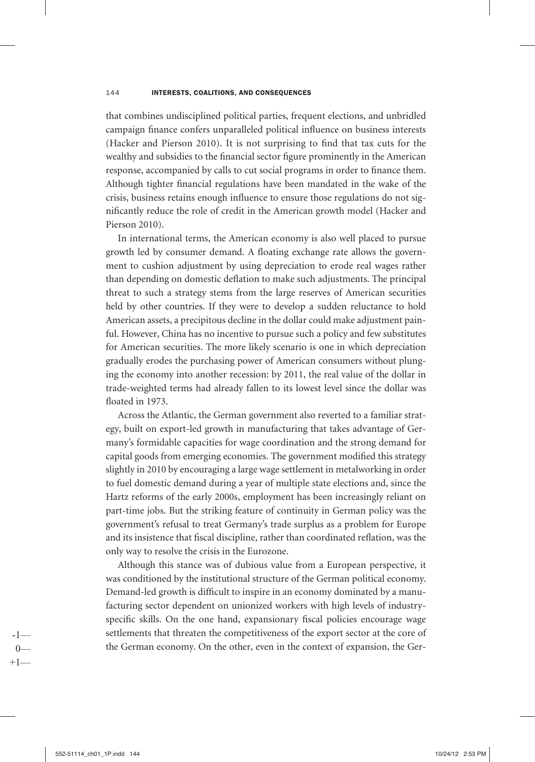that combines undisciplined political parties, frequent elections, and unbridled campaign finance confers unparalleled political influence on business interests (Hacker and Pierson 2010). It is not surprising to find that tax cuts for the wealthy and subsidies to the financial sector figure prominently in the American response, accompanied by calls to cut social programs in order to finance them. Although tighter financial regulations have been mandated in the wake of the crisis, business retains enough influence to ensure those regulations do not significantly reduce the role of credit in the American growth model (Hacker and Pierson 2010).

In international terms, the American economy is also well placed to pursue growth led by consumer demand. A floating exchange rate allows the government to cushion adjustment by using depreciation to erode real wages rather than depending on domestic deflation to make such adjustments. The principal threat to such a strategy stems from the large reserves of American securities held by other countries. If they were to develop a sudden reluctance to hold American assets, a precipitous decline in the dollar could make adjustment painful. However, China has no incentive to pursue such a policy and few substitutes for American securities. The more likely scenario is one in which depreciation gradually erodes the purchasing power of American consumers without plunging the economy into another recession: by 2011, the real value of the dollar in trade-weighted terms had already fallen to its lowest level since the dollar was floated in 1973.

Across the Atlantic, the German government also reverted to a familiar strategy, built on export-led growth in manufacturing that takes advantage of Germany's formidable capacities for wage coordination and the strong demand for capital goods from emerging economies. The government modified this strategy slightly in 2010 by encouraging a large wage settlement in metalworking in order to fuel domestic demand during a year of multiple state elections and, since the Hartz reforms of the early 2000s, employment has been increasingly reliant on part-time jobs. But the striking feature of continuity in German policy was the government's refusal to treat Germany's trade surplus as a problem for Europe and its insistence that fiscal discipline, rather than coordinated reflation, was the only way to resolve the crisis in the Eurozone.

Although this stance was of dubious value from a European perspective, it was conditioned by the institutional structure of the German political economy. Demand-led growth is difficult to inspire in an economy dominated by a manufacturing sector dependent on unionized workers with high levels of industry-specific skills. On the one hand, expansionary fiscal policies encourage wage settlements that threaten the competitiveness of the export sector at the core of the German economy. On the other, even in the context of expansion, the Ger-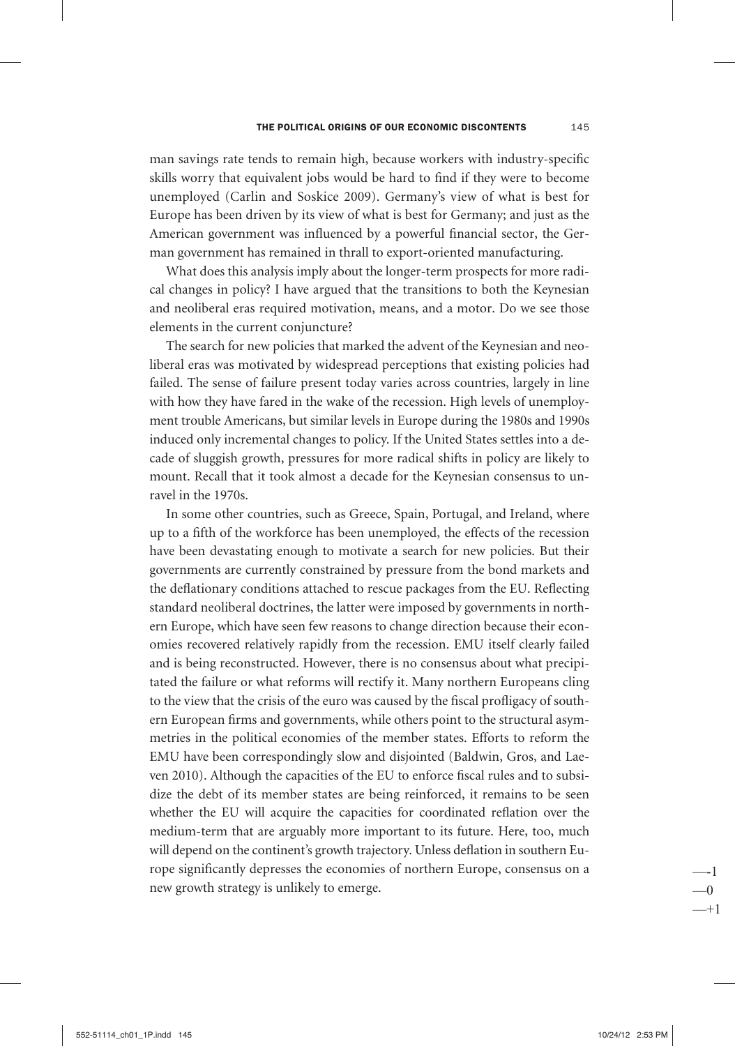man savings rate tends to remain high, because workers with industry-specific skills worry that equivalent jobs would be hard to find if they were to become unemployed (Carlin and Soskice 2009). Germany's view of what is best for Europe has been driven by its view of what is best for Germany; and just as the American government was influenced by a powerful financial sector, the German government has remained in thrall to export-oriented manufacturing.

What does this analysis imply about the longer-term prospects for more radical changes in policy? I have argued that the transitions to both the Keynesian and neoliberal eras required motivation, means, and a motor. Do we see those elements in the current conjuncture?

The search for new policies that marked the advent of the Keynesian and neoliberal eras was motivated by widespread perceptions that existing policies had failed. The sense of failure present today varies across countries, largely in line with how they have fared in the wake of the recession. High levels of unemployment trouble Americans, but similar levels in Europe during the 1980s and 1990s induced only incremental changes to policy. If the United States settles into a decade of sluggish growth, pressures for more radical shifts in policy are likely to mount. Recall that it took almost a decade for the Keynesian consensus to unravel in the 1970s.

In some other countries, such as Greece, Spain, Portugal, and Ireland, where up to a fifth of the workforce has been unemployed, the effects of the recession have been devastating enough to motivate a search for new policies. But their governments are currently constrained by pressure from the bond markets and the deflationary conditions attached to rescue packages from the EU. Reflecting standard neoliberal doctrines, the latter were imposed by governments in northern Europe, which have seen few reasons to change direction because their economies recovered relatively rapidly from the recession. EMU itself clearly failed and is being reconstructed. However, there is no consensus about what precipitated the failure or what reforms will rectify it. Many northern Europeans cling to the view that the crisis of the euro was caused by the fiscal profligacy of southern European firms and governments, while others point to the structural asymmetries in the political economies of the member states. Efforts to reform the EMU have been correspondingly slow and disjointed (Baldwin, Gros, and Laeven 2010). Although the capacities of the EU to enforce fiscal rules and to subsidize the debt of its member states are being reinforced, it remains to be seen whether the EU will acquire the capacities for coordinated reflation over the medium-term that are arguably more important to its future. Here, too, much will depend on the continent's growth trajectory. Unless deflation in southern Europe significantly depresses the economies of northern Europe, consensus on a new growth strategy is unlikely to emerge.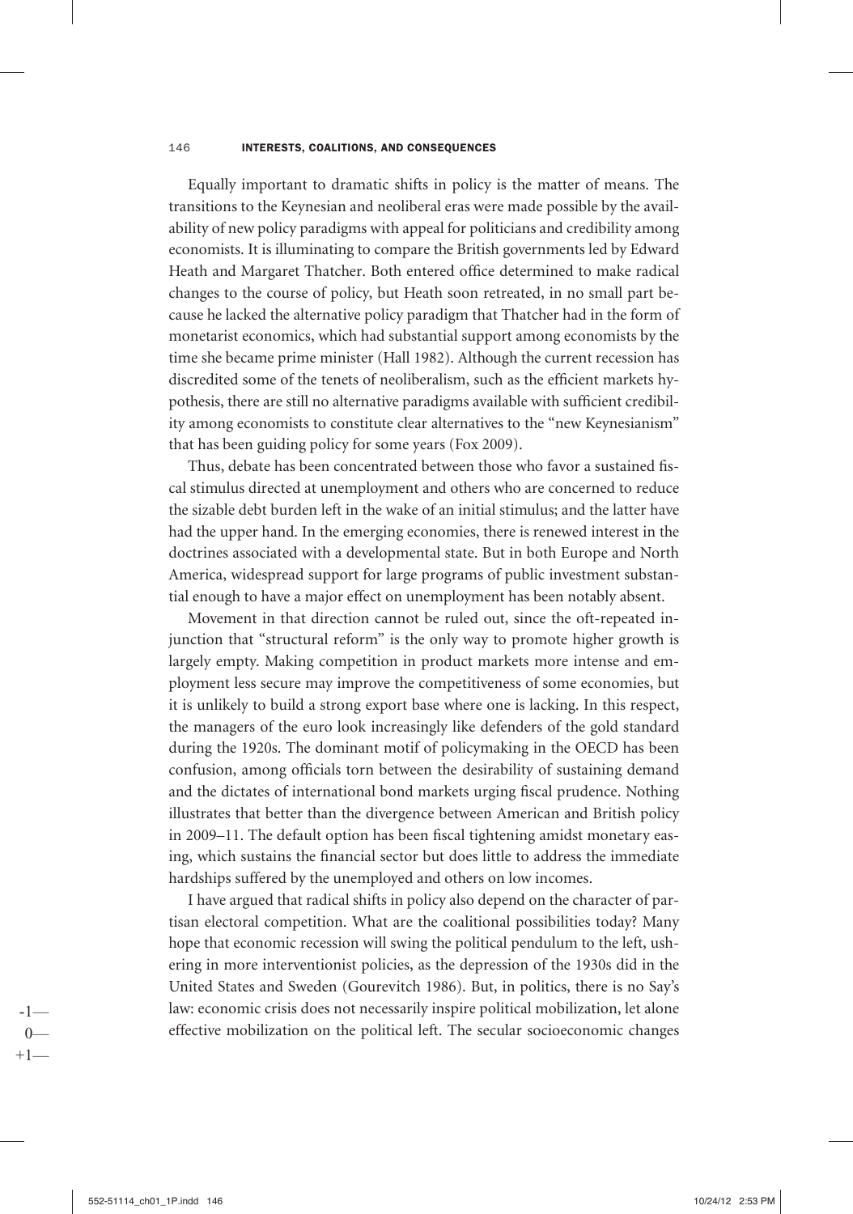Equally important to dramatic shifts in policy is the matter of means. The transitions to the Keynesian and neoliberal eras were made possible by the availability of new policy paradigms with appeal for politicians and credibility among economists. It is illuminating to compare the British governments led by Edward Heath and Margaret Thatcher. Both entered office determined to make radical changes to the course of policy, but Heath soon retreated, in no small part because he lacked the alternative policy paradigm that Thatcher had in the form of monetarist economics, which had substantial support among economists by the time she became prime minister (Hall 1982). Although the current recession has discredited some of the tenets of neoliberalism, such as the efficient markets hypothesis, there are still no alternative paradigms available with sufficient credibility among economists to constitute clear alternatives to the "new Keynesianism" that has been guiding policy for some years (Fox 2009).

Thus, debate has been concentrated between those who favor a sustained fiscal stimulus directed at unemployment and others who are concerned to reduce the sizable debt burden left in the wake of an initial stimulus; and the latter have had the upper hand. In the emerging economies, there is renewed interest in the doctrines associated with a developmental state. But in both Europe and North America, widespread support for large programs of public investment substantial enough to have a major effect on unemployment has been notably absent.

Movement in that direction cannot be ruled out, since the oft-repeated injunction that "structural reform" is the only way to promote higher growth is largely empty. Making competition in product markets more intense and employment less secure may improve the competitiveness of some economies, but it is unlikely to build a strong export base where one is lacking. In this respect, the managers of the euro look increasingly like defenders of the gold standard during the 1920s. The dominant motif of policymaking in the OECD has been confusion, among officials torn between the desirability of sustaining demand and the dictates of international bond markets urging fiscal prudence. Nothing illustrates that better than the divergence between American and British policy in 2009–11. The default option has been fiscal tightening amidst monetary easing, which sustains the financial sector but does little to address the immediate hardships suffered by the unemployed and others on low incomes.

I have argued that radical shifts in policy also depend on the character of partisan electoral competition. What are the coalitional possibilities today? Many hope that economic recession will swing the political pendulum to the left, ushering in more interventionist policies, as the depression of the 1930s did in the United States and Sweden (Gourevitch 1986). But, in politics, there is no Say's law: economic crisis does not necessarily inspire political mobilization, let alone effective mobilization on the political left. The secular socioeconomic changes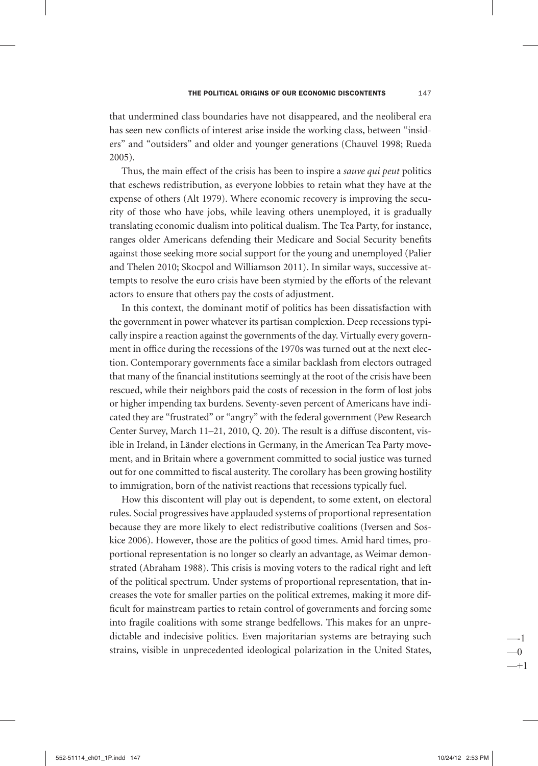that undermined class boundaries have not disappeared, and the neoliberal era has seen new conflicts of interest arise inside the working class, between "insiders" and "outsiders" and older and younger generations (Chauvel 1998; Rueda 2005).

Thus, the main effect of the crisis has been to inspire a *sauve qui peut* politics that eschews redistribution, as everyone lobbies to retain what they have at the expense of others (Alt 1979). Where economic recovery is improving the security of those who have jobs, while leaving others unemployed, it is gradually translating economic dualism into political dualism. The Tea Party, for instance, ranges older Americans defending their Medicare and Social Security benefits against those seeking more social support for the young and unemployed (Palier and Thelen 2010; Skocpol and Williamson 2011). In similar ways, successive attempts to resolve the euro crisis have been stymied by the efforts of the relevant actors to ensure that others pay the costs of adjustment.

In this context, the dominant motif of politics has been dissatisfaction with the government in power whatever its partisan complexion. Deep recessions typically inspire a reaction against the governments of the day. Virtually every government in office during the recessions of the 1970s was turned out at the next election. Contemporary governments face a similar backlash from electors outraged that many of the financial institutions seemingly at the root of the crisis have been rescued, while their neighbors paid the costs of recession in the form of lost jobs or higher impending tax burdens. Seventy-seven percent of Americans have indicated they are "frustrated" or "angry" with the federal government (Pew Research Center Survey, March 11–21, 2010, Q. 20). The result is a diffuse discontent, visible in Ireland, in Länder elections in Germany, in the American Tea Party movement, and in Britain where a government committed to social justice was turned out for one committed to fiscal austerity. The corollary has been growing hostility to immigration, born of the nativist reactions that recessions typically fuel.

How this discontent will play out is dependent, to some extent, on electoral rules. Social progressives have applauded systems of proportional representation because they are more likely to elect redistributive coalitions (Iversen and Soskice 2006). However, those are the politics of good times. Amid hard times, proportional representation is no longer so clearly an advantage, as Weimar demonstrated (Abraham 1988). This crisis is moving voters to the radical right and left of the political spectrum. Under systems of proportional representation, that increases the vote for smaller parties on the political extremes, making it more difficult for mainstream parties to retain control of governments and forcing some into fragile coalitions with some strange bedfellows. This makes for an unpredictable and indecisive politics. Even majoritarian systems are betraying such strains, visible in unprecedented ideological polarization in the United States,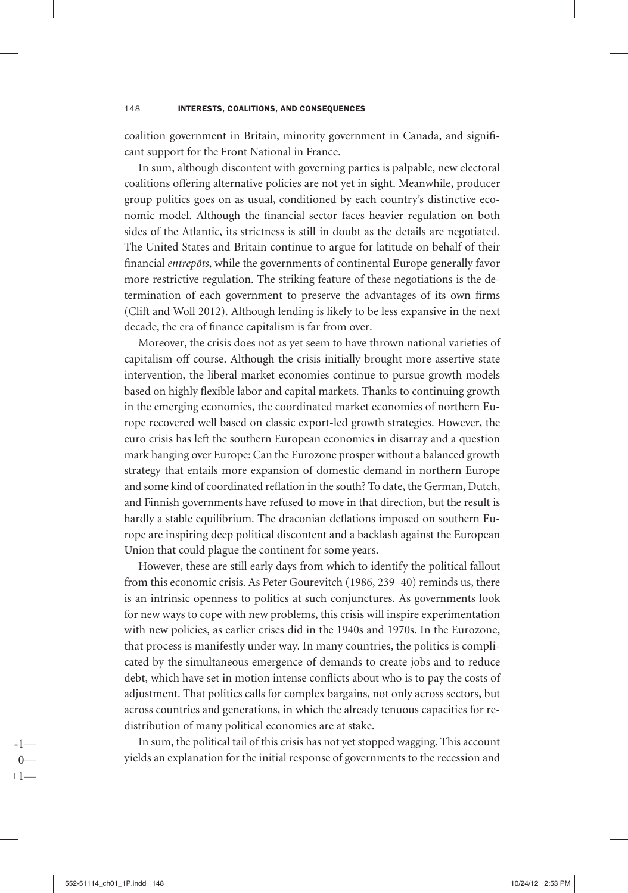coalition government in Britain, minority government in Canada, and significant support for the Front National in France.

In sum, although discontent with governing parties is palpable, new electoral coalitions offering alternative policies are not yet in sight. Meanwhile, producer group politics goes on as usual, conditioned by each country's distinctive economic model. Although the financial sector faces heavier regulation on both sides of the Atlantic, its strictness is still in doubt as the details are negotiated. The United States and Britain continue to argue for latitude on behalf of their financial *entrepôts*, while the governments of continental Europe generally favor more restrictive regulation. The striking feature of these negotiations is the determination of each government to preserve the advantages of its own firms (Clift and Woll 2012). Although lending is likely to be less expansive in the next decade, the era of finance capitalism is far from over.

Moreover, the crisis does not as yet seem to have thrown national varieties of capitalism off course. Although the crisis initially brought more assertive state intervention, the liberal market economies continue to pursue growth models based on highly flexible labor and capital markets. Thanks to continuing growth in the emerging economies, the coordinated market economies of northern Europe recovered well based on classic export-led growth strategies. However, the euro crisis has left the southern European economies in disarray and a question mark hanging over Europe: Can the Eurozone prosper without a balanced growth strategy that entails more expansion of domestic demand in northern Europe and some kind of coordinated reflation in the south? To date, the German, Dutch, and Finnish governments have refused to move in that direction, but the result is hardly a stable equilibrium. The draconian deflations imposed on southern Europe are inspiring deep political discontent and a backlash against the European Union that could plague the continent for some years.

However, these are still early days from which to identify the political fallout from this economic crisis. As Peter Gourevitch (1986, 239–40) reminds us, there is an intrinsic openness to politics at such conjunctures. As governments look for new ways to cope with new problems, this crisis will inspire experimentation with new policies, as earlier crises did in the 1940s and 1970s. In the Eurozone, that process is manifestly under way. In many countries, the politics is complicated by the simultaneous emergence of demands to create jobs and to reduce debt, which have set in motion intense conflicts about who is to pay the costs of adjustment. That politics calls for complex bargains, not only across sectors, but across countries and generations, in which the already tenuous capacities for redistribution of many political economies are at stake.

In sum, the political tail of this crisis has not yet stopped wagging. This account yields an explanation for the initial response of governments to the recession and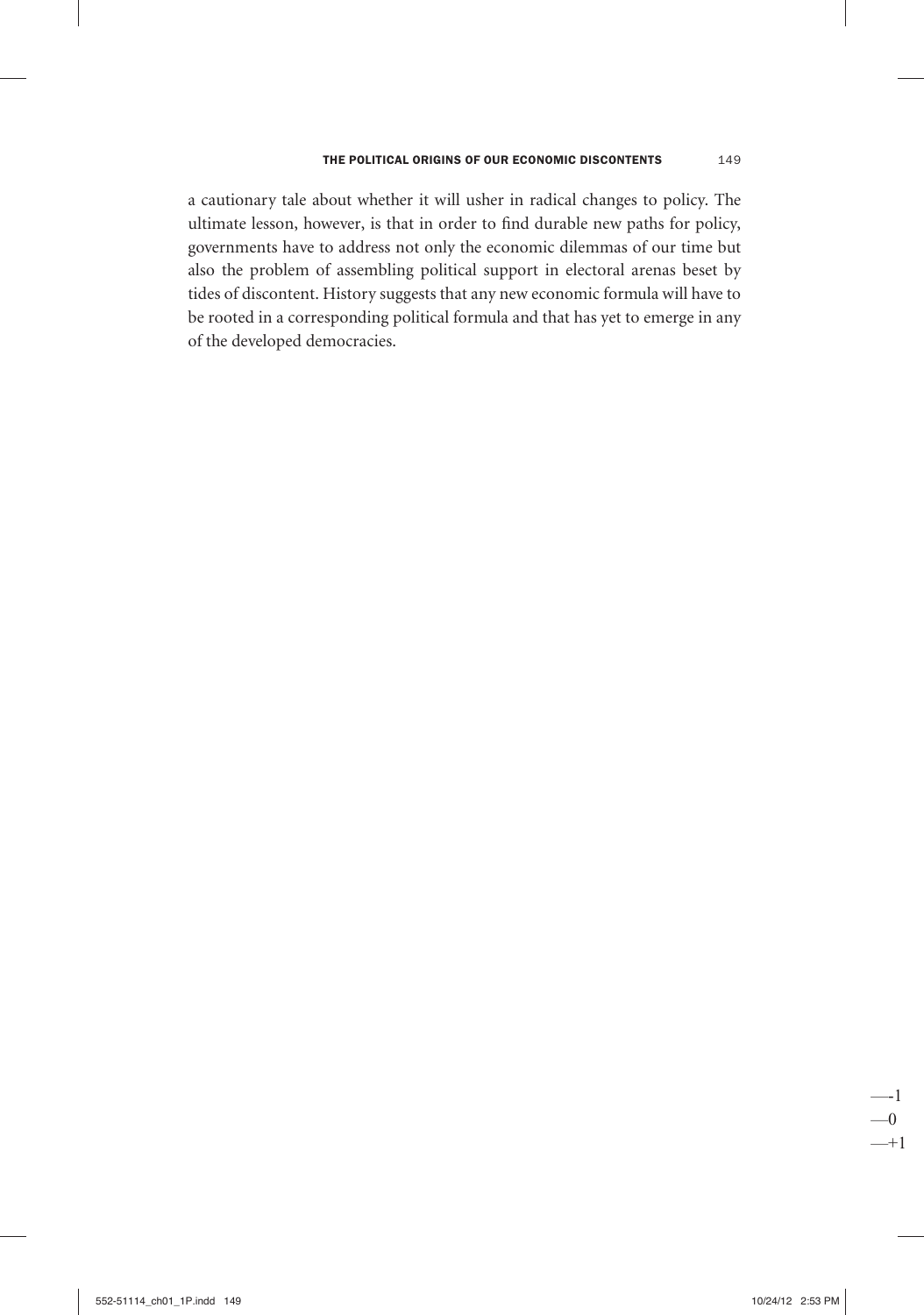a cautionary tale about whether it will usher in radical changes to policy. The ultimate lesson, however, is that in order to find durable new paths for policy, governments have to address not only the economic dilemmas of our time but also the problem of assembling political support in electoral arenas beset by tides of discontent. History suggests that any new economic formula will have to be rooted in a corresponding political formula and that has yet to emerge in any of the developed democracies.